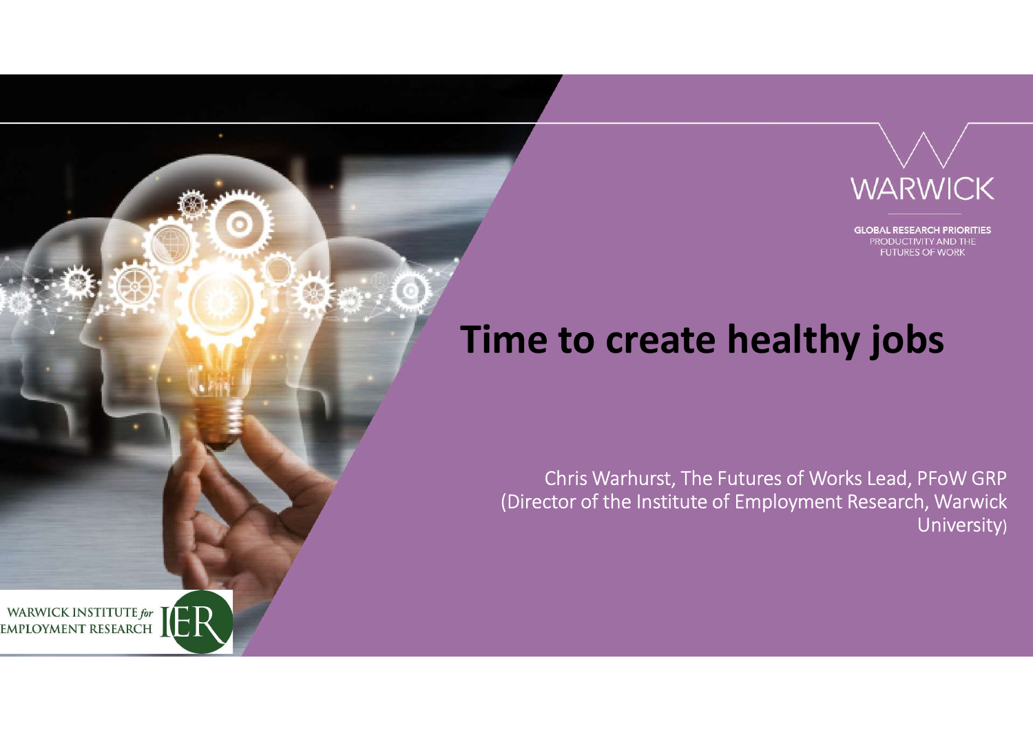WARWICK

GLOBAL RESEARCH PRIORITIES
PRODUCTIVITY AND THE FUTURES OF WORK

# Time to create healthy jobs

Chris Warhurst, The Futures of Works Lead, PFoW GRP (Director of the Institute of Employment Research, Warwick University)

WARWICK INSTITUTE for EMPLOYMENT RESEARCH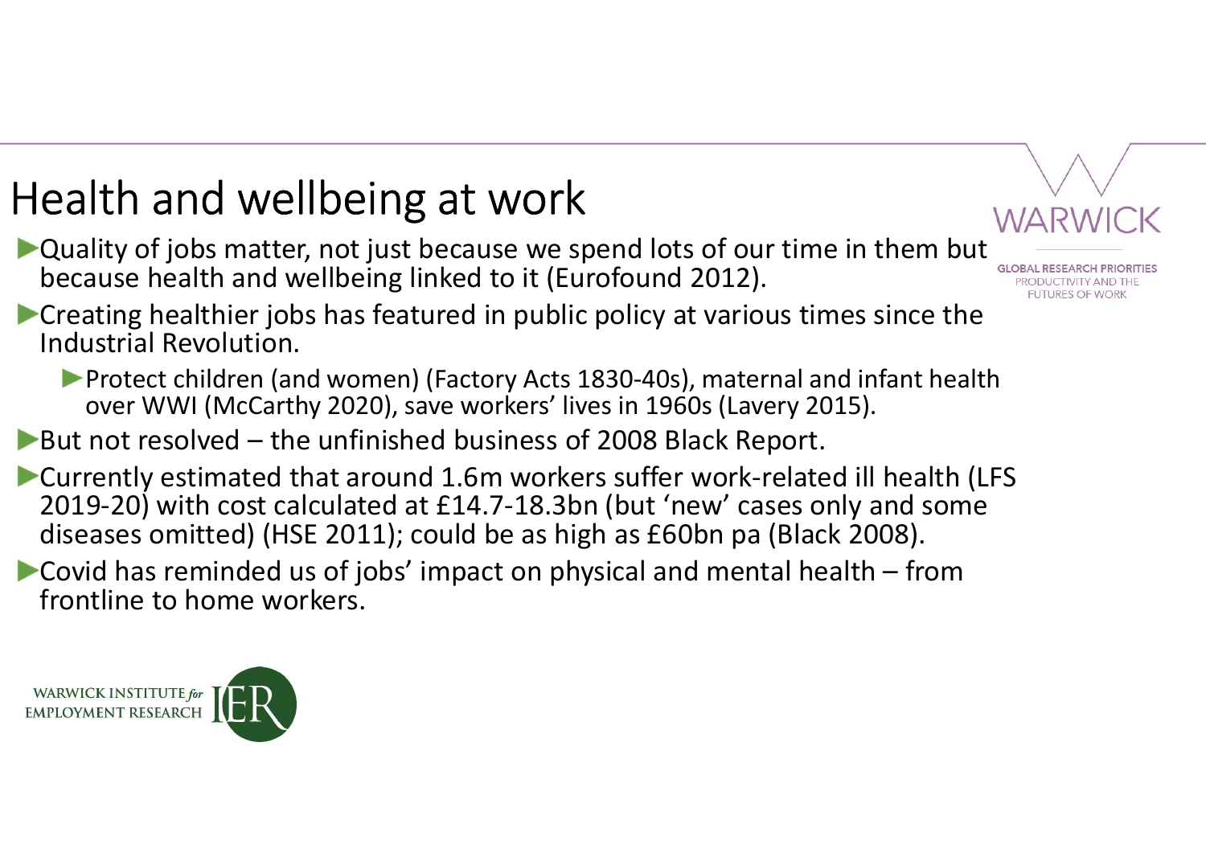# Health and wellbeing at work

- Quality of jobs matter, not just because we spend lots of our time in them but because health and wellbeing linked to it (Eurofound 2012).
- Creating healthier jobs has featured in public policy at various times since the Industrial Revolution.
  - Protect children (and women) (Factory Acts 1830-40s), maternal and infant health over WWI (McCarthy 2020), save workers' lives in 1960s (Lavery 2015).
- But not resolved – the unfinished business of 2008 Black Report.
- Currently estimated that around 1.6m workers suffer work-related ill health (LFS 2019-20) with cost calculated at £14.7-18.3bn (but 'new' cases only and some diseases omitted) (HSE 2011); could be as high as £60bn pa (Black 2008).
- Covid has reminded us of jobs' impact on physical and mental health – from frontline to home workers.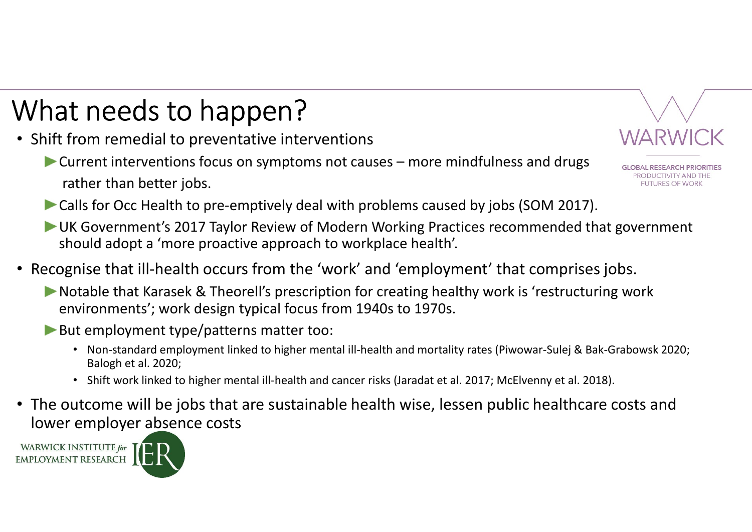# What needs to happen?

- Shift from remedial to preventative interventions
  - Current interventions focus on symptoms not causes – more mindfulness and drugs rather than better jobs.
  - Calls for Occ Health to pre-emptively deal with problems caused by jobs (SOM 2017).
  - UK Government's 2017 Taylor Review of Modern Working Practices recommended that government should adopt a 'more proactive approach to workplace health'.
- Recognise that ill-health occurs from the 'work' and 'employment' that comprises jobs.
  - Notable that Karasek & Theorell's prescription for creating healthy work is 'restructuring work environments'; work design typical focus from 1940s to 1970s.
  - But employment type/patterns matter too:
    - Non-standard employment linked to higher mental ill-health and mortality rates (Piwowar-Sulej & Bak-Grabowsk 2020; Balogh et al. 2020;
    - Shift work linked to higher mental ill-health and cancer risks (Jaradat et al. 2017; McElvenny et al. 2018).
- The outcome will be jobs that are sustainable health wise, lessen public healthcare costs and lower employer absence costs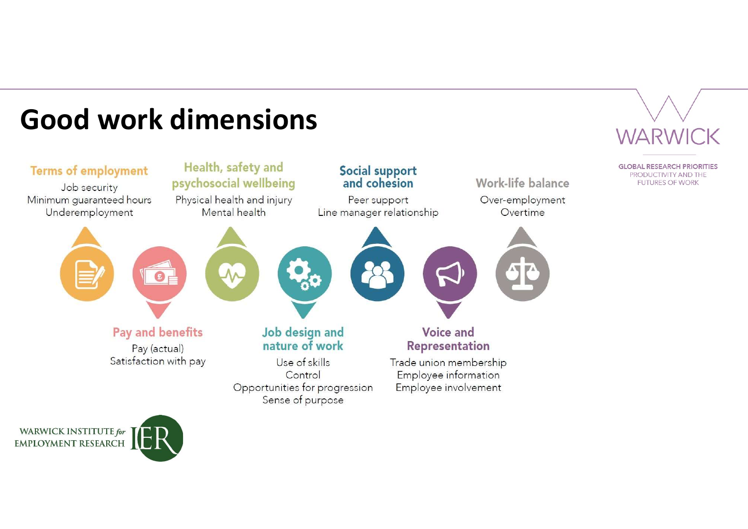# Good work dimensions

WARWICK

GLOBAL RESEARCH PRIORITIES
PRODUCTIVITY AND THE FUTURES OF WORK

**Terms of employment**
Job security
Minimum guaranteed hours
Underemployment

**Pay and benefits**
Pay (actual)
Satisfaction with pay

**Health, safety and psychosocial wellbeing**
Physical health and injury
Mental health

**Job design and nature of work**
Use of skills
Control
Opportunities for progression
Sense of purpose

**Social support and cohesion**
Peer support
Line manager relationship

**Voice and Representation**
Trade union membership
Employee information
Employee involvement

**Work-life balance**
Over-employment
Overtime

WARWICK INSTITUTE *for* EMPLOYMENT RESEARCH